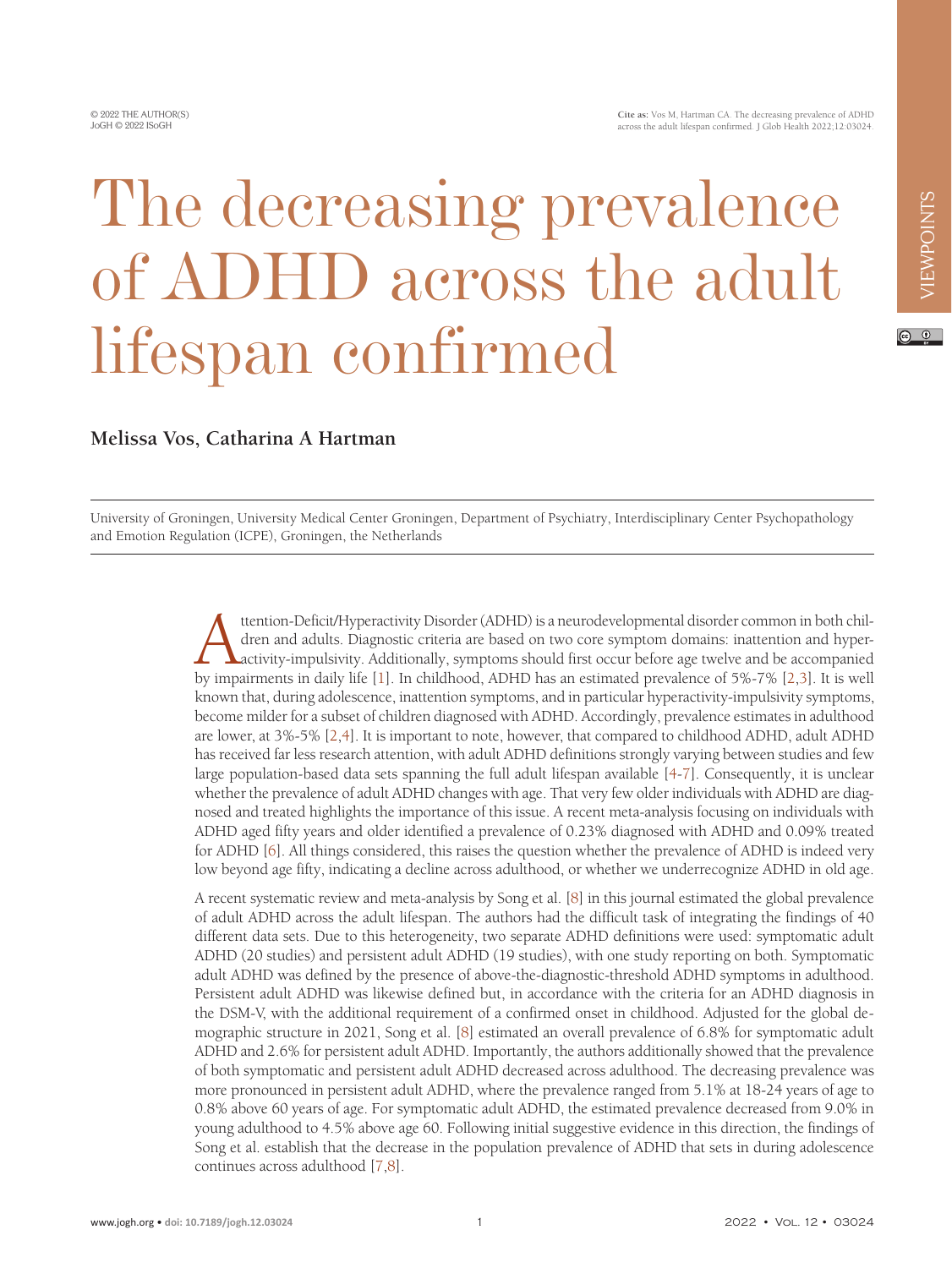# The decreasing prevalence of ADHD across the adult lifespan confirmed

**Melissa Vos, Catharina A Hartman**

University of Groningen, University Medical Center Groningen, Department of Psychiatry, Interdisciplinary Center Psychopathology and Emotion Regulation (ICPE), Groningen, the Netherlands

Attention-Deficit/Hyperactivity Disorder (ADHD) is a neurodevelopmental disorder common in both children and adults. Diagnostic criteria are based on two core symptom domains: inattention and hyperactivity-impulsivity. Additionally, symptoms should first occur before age twelve and be accompanied by impairments in daily life [1]. In childhood, ADHD has an estimated prevalence of 5%-7% [2,3]. It is well known that, during adolescence, inattention symptoms, and in particular hyperactivity-impulsivity symptoms, become milder for a subset of children diagnosed with ADHD. Accordingly, prevalence estimates in adulthood are lower, at 3%-5% [2,4]. It is important to note, however, that compared to childhood ADHD, adult ADHD has received far less research attention, with adult ADHD definitions strongly varying between studies and few large population-based data sets spanning the full adult lifespan available [4-7]. Consequently, it is unclear whether the prevalence of adult ADHD changes with age. That very few older individuals with ADHD are diagnosed and treated highlights the importance of this issue. A recent meta-analysis focusing on individuals with ADHD aged fifty years and older identified a prevalence of 0.23% diagnosed with ADHD and 0.09% treated for ADHD [6]. All things considered, this raises the question whether the prevalence of ADHD is indeed very low beyond age fifty, indicating a decline across adulthood, or whether we underrecognize ADHD in old age.

A recent systematic review and meta-analysis by Song et al. [8] in this journal estimated the global prevalence of adult ADHD across the adult lifespan. The authors had the difficult task of integrating the findings of 40 different data sets. Due to this heterogeneity, two separate ADHD definitions were used: symptomatic adult ADHD (20 studies) and persistent adult ADHD (19 studies), with one study reporting on both. Symptomatic adult ADHD was defined by the presence of above-the-diagnostic-threshold ADHD symptoms in adulthood. Persistent adult ADHD was likewise defined but, in accordance with the criteria for an ADHD diagnosis in the DSM-V, with the additional requirement of a confirmed onset in childhood. Adjusted for the global demographic structure in 2021, Song et al. [8] estimated an overall prevalence of 6.8% for symptomatic adult ADHD and 2.6% for persistent adult ADHD. Importantly, the authors additionally showed that the prevalence of both symptomatic and persistent adult ADHD decreased across adulthood. The decreasing prevalence was more pronounced in persistent adult ADHD, where the prevalence ranged from 5.1% at 18-24 years of age to 0.8% above 60 years of age. For symptomatic adult ADHD, the estimated prevalence decreased from 9.0% in young adulthood to 4.5% above age 60. Following initial suggestive evidence in this direction, the findings of Song et al. establish that the decrease in the population prevalence of ADHD that sets in during adolescence continues across adulthood [7,8].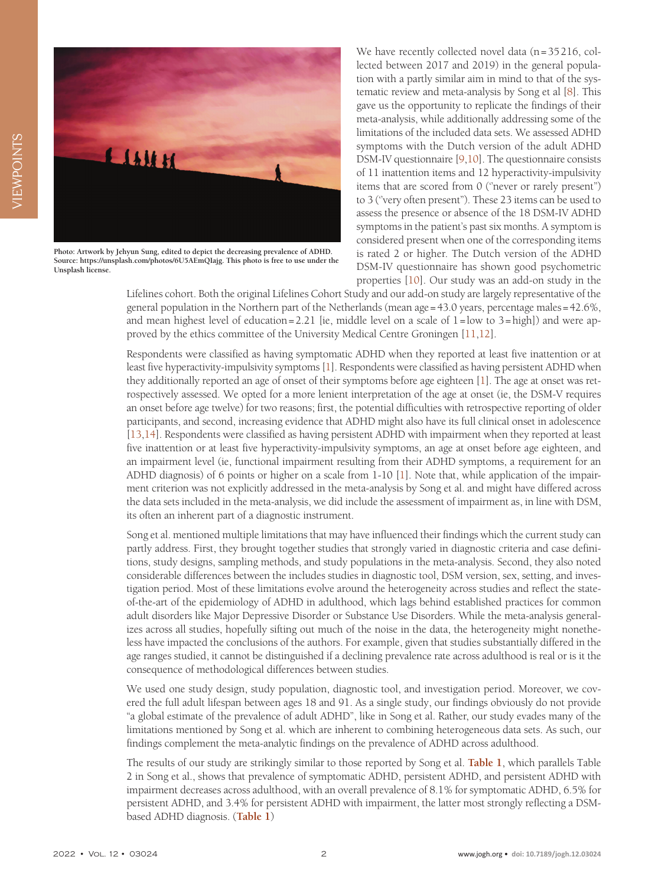Photo: Artwork by Jehyun Sung, edited to depict the decreasing prevalence of ADHD. Source: https://unsplash.com/photos/6U5AEmQIajg. This photo is free to use under the Unsplash license.

We have recently collected novel data (n = 35 216, collected between 2017 and 2019) in the general population with a partly similar aim in mind to that of the systematic review and meta-analysis by Song et al [8]. This gave us the opportunity to replicate the findings of their meta-analysis, while additionally addressing some of the limitations of the included data sets. We assessed ADHD symptoms with the Dutch version of the adult ADHD DSM-IV questionnaire [9,10]. The questionnaire consists of 11 inattention items and 12 hyperactivity-impulsivity items that are scored from 0 ("never or rarely present") to 3 ("very often present"). These 23 items can be used to assess the presence or absence of the 18 DSM-IV ADHD symptoms in the patient's past six months. A symptom is considered present when one of the corresponding items is rated 2 or higher. The Dutch version of the ADHD DSM-IV questionnaire has shown good psychometric properties [10]. Our study was an add-on study in the Lifelines cohort. Both the original Lifelines Cohort Study and our add-on study are largely representative of the general population in the Northern part of the Netherlands (mean age = 43.0 years, percentage males = 42.6%, and mean highest level of education = 2.21 [ie, middle level on a scale of 1 = low to 3 = high]) and were approved by the ethics committee of the University Medical Centre Groningen [11,12].

Respondents were classified as having symptomatic ADHD when they reported at least five inattention or at least five hyperactivity-impulsivity symptoms [1]. Respondents were classified as having persistent ADHD when they additionally reported an age of onset of their symptoms before age eighteen [1]. The age at onset was retrospectively assessed. We opted for a more lenient interpretation of the age at onset (ie, the DSM-V requires an onset before age twelve) for two reasons; first, the potential difficulties with retrospective reporting of older participants, and second, increasing evidence that ADHD might also have its full clinical onset in adolescence [13,14]. Respondents were classified as having persistent ADHD with impairment when they reported at least five inattention or at least five hyperactivity-impulsivity symptoms, an age at onset before age eighteen, and an impairment level (ie, functional impairment resulting from their ADHD symptoms, a requirement for an ADHD diagnosis) of 6 points or higher on a scale from 1-10 [1]. Note that, while application of the impairment criterion was not explicitly addressed in the meta-analysis by Song et al. and might have differed across the data sets included in the meta-analysis, we did include the assessment of impairment as, in line with DSM, its often an inherent part of a diagnostic instrument.

Song et al. mentioned multiple limitations that may have influenced their findings which the current study can partly address. First, they brought together studies that strongly varied in diagnostic criteria and case definitions, study designs, sampling methods, and study populations in the meta-analysis. Second, they also noted considerable differences between the includes studies in diagnostic tool, DSM version, sex, setting, and investigation period. Most of these limitations evolve around the heterogeneity across studies and reflect the state-of-the-art of the epidemiology of ADHD in adulthood, which lags behind established practices for common adult disorders like Major Depressive Disorder or Substance Use Disorders. While the meta-analysis generalizes across all studies, hopefully sifting out much of the noise in the data, the heterogeneity might nonetheless have impacted the conclusions of the authors. For example, given that studies substantially differed in the age ranges studied, it cannot be distinguished if a declining prevalence rate across adulthood is real or is it the consequence of methodological differences between studies.

We used one study design, study population, diagnostic tool, and investigation period. Moreover, we covered the full adult lifespan between ages 18 and 91. As a single study, our findings obviously do not provide "a global estimate of the prevalence of adult ADHD", like in Song et al. Rather, our study evades many of the limitations mentioned by Song et al. which are inherent to combining heterogeneous data sets. As such, our findings complement the meta-analytic findings on the prevalence of ADHD across adulthood.

The results of our study are strikingly similar to those reported by Song et al. **Table 1**, which parallels Table 2 in Song et al., shows that prevalence of symptomatic ADHD, persistent ADHD, and persistent ADHD with impairment decreases across adulthood, with an overall prevalence of 8.1% for symptomatic ADHD, 6.5% for persistent ADHD, and 3.4% for persistent ADHD with impairment, the latter most strongly reflecting a DSM-based ADHD diagnosis. (**Table 1**)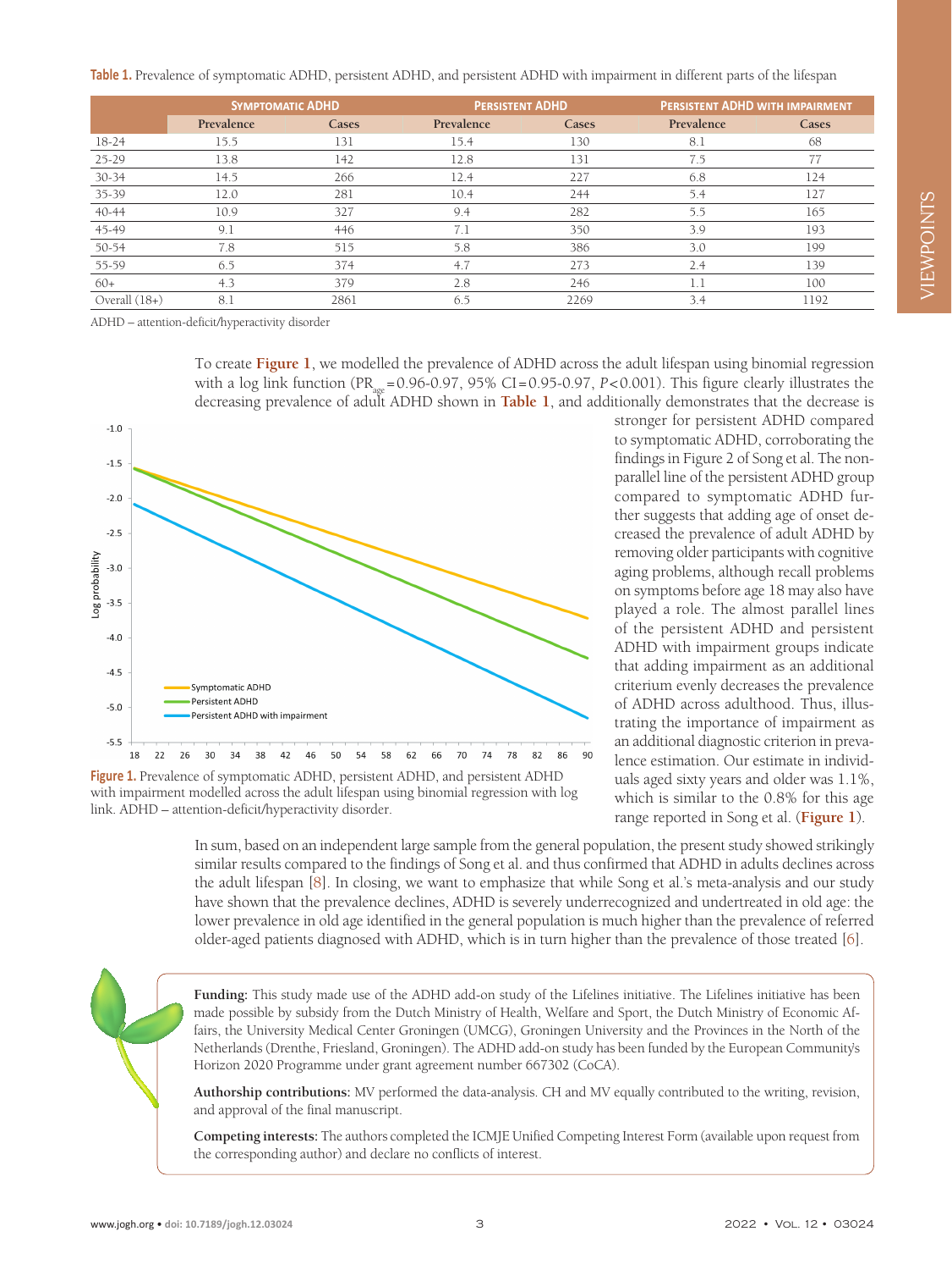**Table 1.** Prevalence of symptomatic ADHD, persistent ADHD, and persistent ADHD with impairment in different parts of the lifespan

| | Symptomatic ADHD | | Persistent ADHD | | Persistent ADHD with impairment | |
|---|---|---|---|---|---|---|
| | Prevalence | Cases | Prevalence | Cases | Prevalence | Cases |
| 18-24 | 15.5 | 131 | 15.4 | 130 | 8.1 | 68 |
| 25-29 | 13.8 | 142 | 12.8 | 131 | 7.5 | 77 |
| 30-34 | 14.5 | 266 | 12.4 | 227 | 6.8 | 124 |
| 35-39 | 12.0 | 281 | 10.4 | 244 | 5.4 | 127 |
| 40-44 | 10.9 | 327 | 9.4 | 282 | 5.5 | 165 |
| 45-49 | 9.1 | 446 | 7.1 | 350 | 3.9 | 193 |
| 50-54 | 7.8 | 515 | 5.8 | 386 | 3.0 | 199 |
| 55-59 | 6.5 | 374 | 4.7 | 273 | 2.4 | 139 |
| 60+ | 4.3 | 379 | 2.8 | 246 | 1.1 | 100 |
| Overall (18+) | 8.1 | 2861 | 6.5 | 2269 | 3.4 | 1192 |

ADHD – attention-deficit/hyperactivity disorder

To create **Figure 1**, we modelled the prevalence of ADHD across the adult lifespan using binomial regression with a log link function ($PR_{age}$=0.96-0.97, 95% CI=0.95-0.97, $P$<0.001). This figure clearly illustrates the decreasing prevalence of adult ADHD shown in **Table 1**, and additionally demonstrates that the decrease is stronger for persistent ADHD compared to symptomatic ADHD, corroborating the findings in Figure 2 of Song et al. The non-parallel line of the persistent ADHD group compared to symptomatic ADHD further suggests that adding age of onset decreased the prevalence of adult ADHD by removing older participants with cognitive aging problems, although recall problems on symptoms before age 18 may also have played a role. The almost parallel lines of the persistent ADHD and persistent ADHD with impairment groups indicate that adding impairment as an additional criterium evenly decreases the prevalence of ADHD across adulthood. Thus, illustrating the importance of impairment as an additional diagnostic criterion in prevalence estimation. Our estimate in individuals aged sixty years and older was 1.1%, which is similar to the 0.8% for this age range reported in Song et al. (**Figure 1**).

**Figure 1.** Prevalence of symptomatic ADHD, persistent ADHD, and persistent ADHD with impairment modelled across the adult lifespan using binomial regression with log link. ADHD – attention-deficit/hyperactivity disorder.

In sum, based on an independent large sample from the general population, the present study showed strikingly similar results compared to the findings of Song et al. and thus confirmed that ADHD in adults declines across the adult lifespan [8]. In closing, we want to emphasize that while Song et al.'s meta-analysis and our study have shown that the prevalence declines, ADHD is severely underrecognized and undertreated in old age: the lower prevalence in old age identified in the general population is much higher than the prevalence of referred older-aged patients diagnosed with ADHD, which is in turn higher than the prevalence of those treated [6].

**Funding:** This study made use of the ADHD add-on study of the Lifelines initiative. The Lifelines initiative has been made possible by subsidy from the Dutch Ministry of Health, Welfare and Sport, the Dutch Ministry of Economic Affairs, the University Medical Center Groningen (UMCG), Groningen University and the Provinces in the North of the Netherlands (Drenthe, Friesland, Groningen). The ADHD add-on study has been funded by the European Community's Horizon 2020 Programme under grant agreement number 667302 (CoCA).

**Authorship contributions:** MV performed the data-analysis. CH and MV equally contributed to the writing, revision, and approval of the final manuscript.

**Competing interests:** The authors completed the ICMJE Unified Competing Interest Form (available upon request from the corresponding author) and declare no conflicts of interest.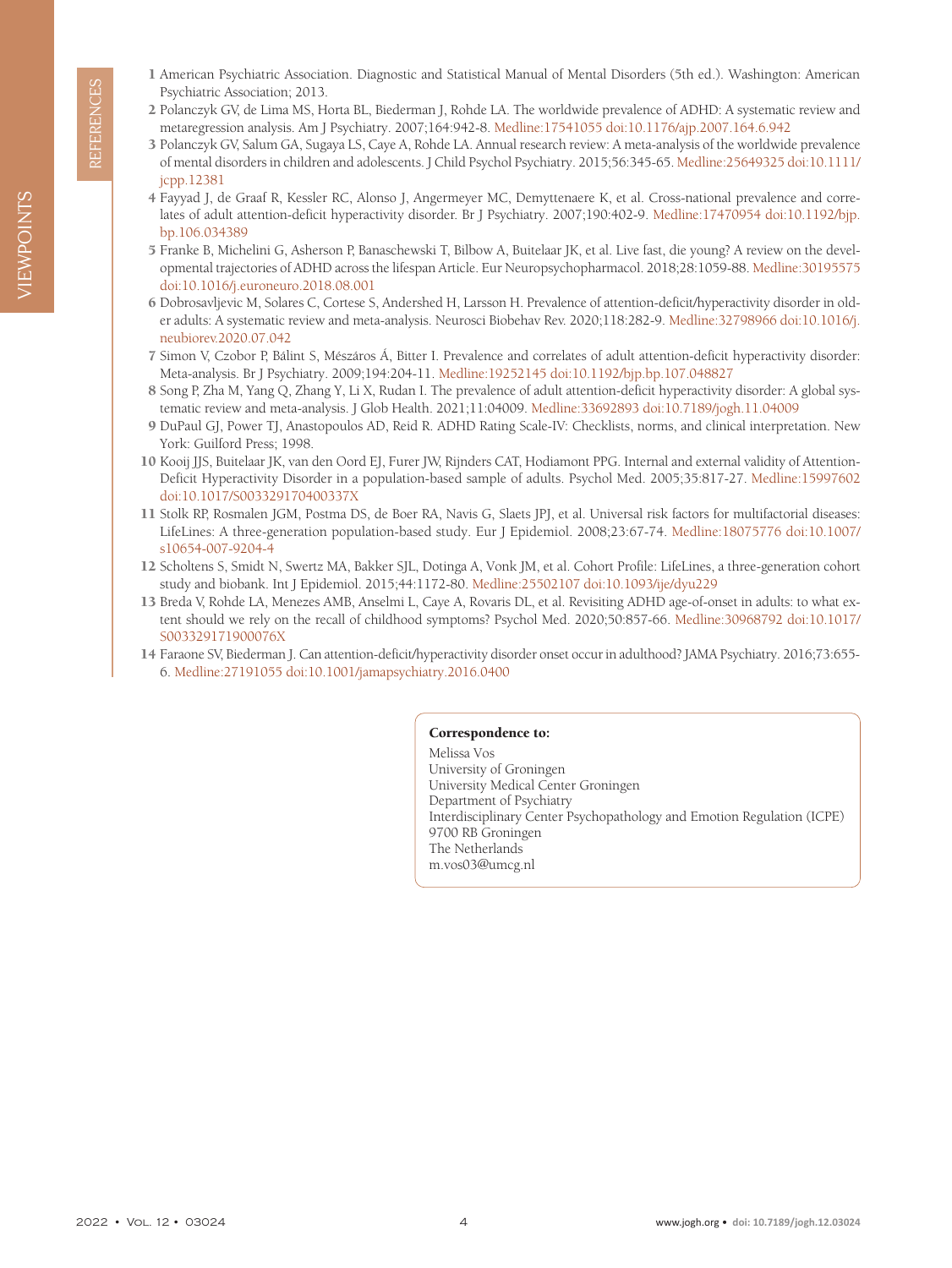## REFERENCES

1. American Psychiatric Association. Diagnostic and Statistical Manual of Mental Disorders (5th ed.). Washington: American Psychiatric Association; 2013.
2. Polanczyk GV, de Lima MS, Horta BL, Biederman J, Rohde LA. The worldwide prevalence of ADHD: A systematic review and metaregression analysis. Am J Psychiatry. 2007;164:942-8. Medline:17541055 doi:10.1176/ajp.2007.164.6.942
3. Polanczyk GV, Salum GA, Sugaya LS, Caye A, Rohde LA. Annual research review: A meta-analysis of the worldwide prevalence of mental disorders in children and adolescents. J Child Psychol Psychiatry. 2015;56:345-65. Medline:25649325 doi:10.1111/jcpp.12381
4. Fayyad J, de Graaf R, Kessler RC, Alonso J, Angermeyer MC, Demyttenaere K, et al. Cross-national prevalence and correlates of adult attention-deficit hyperactivity disorder. Br J Psychiatry. 2007;190:402-9. Medline:17470954 doi:10.1192/bjp.bp.106.034389
5. Franke B, Michelini G, Asherson P, Banaschewski T, Bilbow A, Buitelaar JK, et al. Live fast, die young? A review on the developmental trajectories of ADHD across the lifespan Article. Eur Neuropsychopharmacol. 2018;28:1059-88. Medline:30195575 doi:10.1016/j.euroneuro.2018.08.001
6. Dobrosavljevic M, Solares C, Cortese S, Andershed H, Larsson H. Prevalence of attention-deficit/hyperactivity disorder in older adults: A systematic review and meta-analysis. Neurosci Biobehav Rev. 2020;118:282-9. Medline:32798966 doi:10.1016/j.neubiorev.2020.07.042
7. Simon V, Czobor P, Bálint S, Mészáros Á, Bitter I. Prevalence and correlates of adult attention-deficit hyperactivity disorder: Meta-analysis. Br J Psychiatry. 2009;194:204-11. Medline:19252145 doi:10.1192/bjp.bp.107.048827
8. Song P, Zha M, Yang Q, Zhang Y, Li X, Rudan I. The prevalence of adult attention-deficit hyperactivity disorder: A global systematic review and meta-analysis. J Glob Health. 2021;11:04009. Medline:33692893 doi:10.7189/jogh.11.04009
9. DuPaul GJ, Power TJ, Anastopoulos AD, Reid R. ADHD Rating Scale-IV: Checklists, norms, and clinical interpretation. New York: Guilford Press; 1998.
10. Kooij JJS, Buitelaar JK, van den Oord EJ, Furer JW, Rijnders CAT, Hodiamont PPG. Internal and external validity of Attention-Deficit Hyperactivity Disorder in a population-based sample of adults. Psychol Med. 2005;35:817-27. Medline:15997602 doi:10.1017/S003329170400337X
11. Stolk RP, Rosmalen JGM, Postma DS, de Boer RA, Navis G, Slaets JPJ, et al. Universal risk factors for multifactorial diseases: LifeLines: A three-generation population-based study. Eur J Epidemiol. 2008;23:67-74. Medline:18075776 doi:10.1007/s10654-007-9204-4
12. Scholtens S, Smidt N, Swertz MA, Bakker SJL, Dotinga A, Vonk JM, et al. Cohort Profile: LifeLines, a three-generation cohort study and biobank. Int J Epidemiol. 2015;44:1172-80. Medline:25502107 doi:10.1093/ije/dyu229
13. Breda V, Rohde LA, Menezes AMB, Anselmi L, Caye A, Rovaris DL, et al. Revisiting ADHD age-of-onset in adults: to what extent should we rely on the recall of childhood symptoms? Psychol Med. 2020;50:857-66. Medline:30968792 doi:10.1017/S003329171900076X
14. Faraone SV, Biederman J. Can attention-deficit/hyperactivity disorder onset occur in adulthood? JAMA Psychiatry. 2016;73:655-6. Medline:27191055 doi:10.1001/jamapsychiatry.2016.0400

**Correspondence to:**

Melissa Vos
University of Groningen
University Medical Center Groningen
Department of Psychiatry
Interdisciplinary Center Psychopathology and Emotion Regulation (ICPE)
9700 RB Groningen
The Netherlands
m.vos03@umcg.nl